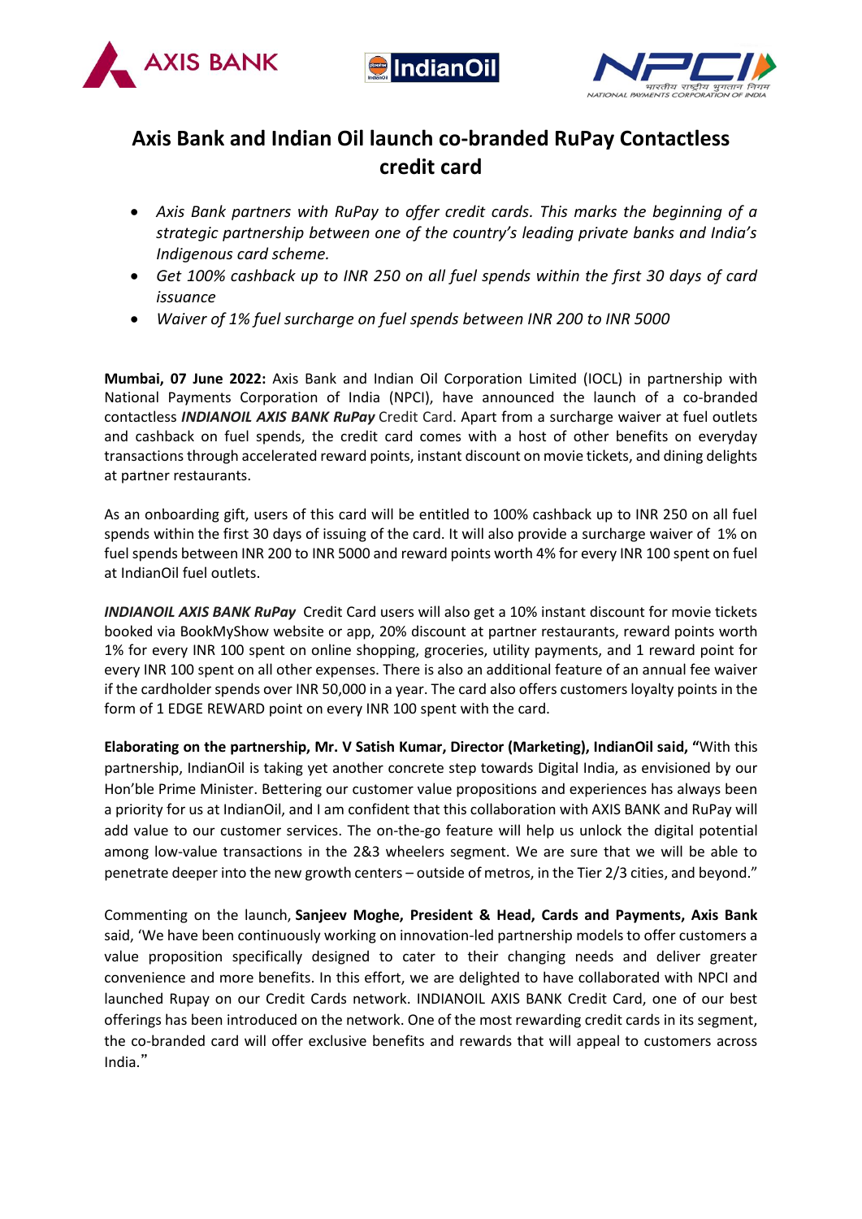# Axis Bank and Indian Oil launch co-branded RuPay Contactless credit card

- *Axis Bank partners with RuPay to offer credit cards. This marks the beginning of a strategic partnership between one of the country's leading private banks and India's Indigenous card scheme.*
- *Get 100% cashback up to INR 250 on all fuel spends within the first 30 days of card issuance*
- *Waiver of 1% fuel surcharge on fuel spends between INR 200 to INR 5000*

**Mumbai, 07 June 2022:** Axis Bank and Indian Oil Corporation Limited (IOCL) in partnership with National Payments Corporation of India (NPCI), have announced the launch of a co-branded contactless ***INDIANOIL AXIS BANK RuPay*** Credit Card. Apart from a surcharge waiver at fuel outlets and cashback on fuel spends, the credit card comes with a host of other benefits on everyday transactions through accelerated reward points, instant discount on movie tickets, and dining delights at partner restaurants.

As an onboarding gift, users of this card will be entitled to 100% cashback up to INR 250 on all fuel spends within the first 30 days of issuing of the card. It will also provide a surcharge waiver of 1% on fuel spends between INR 200 to INR 5000 and reward points worth 4% for every INR 100 spent on fuel at IndianOil fuel outlets.

***INDIANOIL AXIS BANK RuPay*** Credit Card users will also get a 10% instant discount for movie tickets booked via BookMyShow website or app, 20% discount at partner restaurants, reward points worth 1% for every INR 100 spent on online shopping, groceries, utility payments, and 1 reward point for every INR 100 spent on all other expenses. There is also an additional feature of an annual fee waiver if the cardholder spends over INR 50,000 in a year. The card also offers customers loyalty points in the form of 1 EDGE REWARD point on every INR 100 spent with the card.

**Elaborating on the partnership, Mr. V Satish Kumar, Director (Marketing), IndianOil said, "**With this partnership, IndianOil is taking yet another concrete step towards Digital India, as envisioned by our Hon'ble Prime Minister. Bettering our customer value propositions and experiences has always been a priority for us at IndianOil, and I am confident that this collaboration with AXIS BANK and RuPay will add value to our customer services. The on-the-go feature will help us unlock the digital potential among low-value transactions in the 2&3 wheelers segment. We are sure that we will be able to penetrate deeper into the new growth centers – outside of metros, in the Tier 2/3 cities, and beyond."

Commenting on the launch, **Sanjeev Moghe, President & Head, Cards and Payments, Axis Bank** said, 'We have been continuously working on innovation-led partnership models to offer customers a value proposition specifically designed to cater to their changing needs and deliver greater convenience and more benefits. In this effort, we are delighted to have collaborated with NPCI and launched Rupay on our Credit Cards network. INDIANOIL AXIS BANK Credit Card, one of our best offerings has been introduced on the network. One of the most rewarding credit cards in its segment, the co-branded card will offer exclusive benefits and rewards that will appeal to customers across India."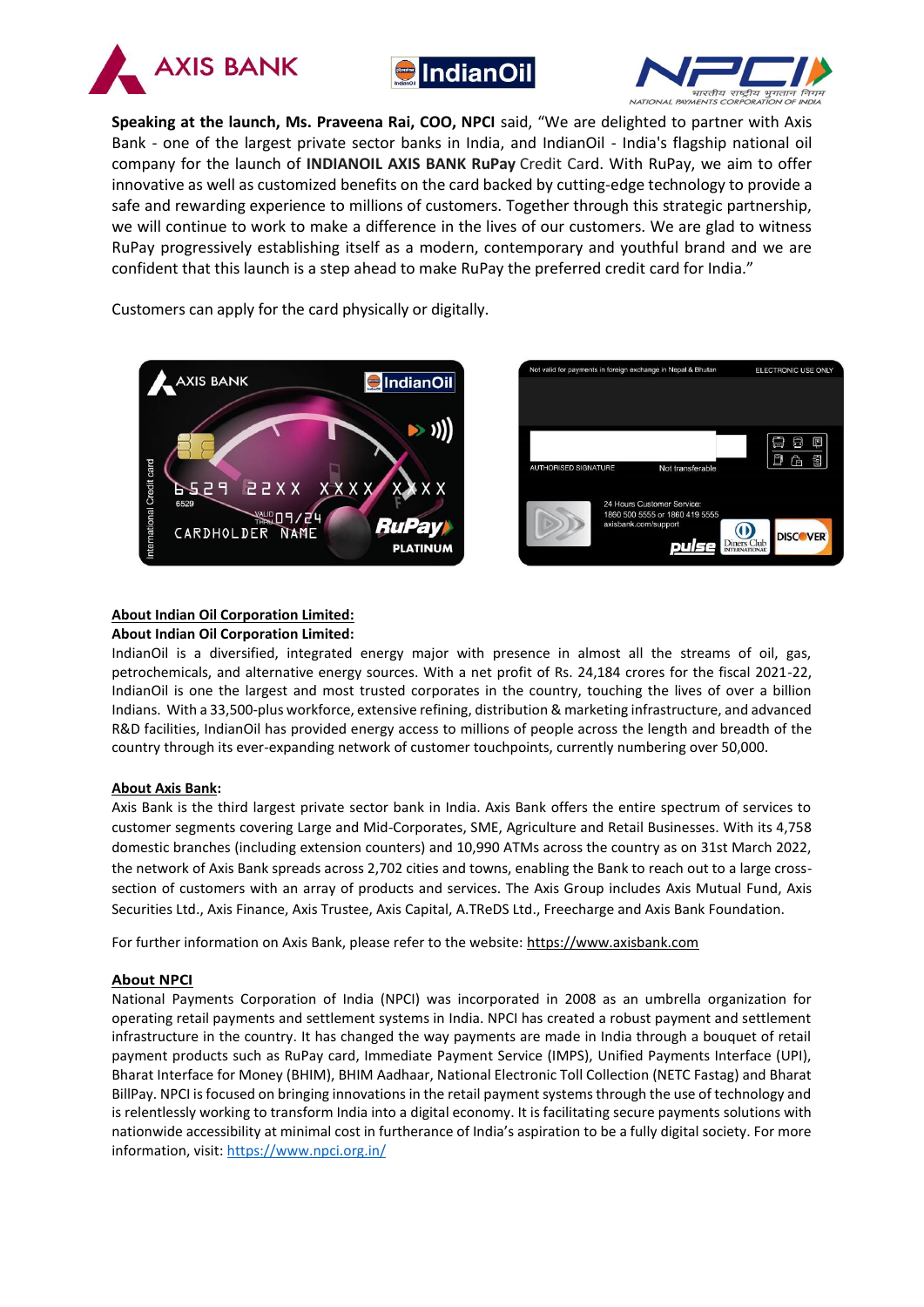**Speaking at the launch, Ms. Praveena Rai, COO, NPCI** said, "We are delighted to partner with Axis Bank - one of the largest private sector banks in India, and IndianOil - India's flagship national oil company for the launch of **INDIANOIL AXIS BANK RuPay** Credit Card. With RuPay, we aim to offer innovative as well as customized benefits on the card backed by cutting-edge technology to provide a safe and rewarding experience to millions of customers. Together through this strategic partnership, we will continue to work to make a difference in the lives of our customers. We are glad to witness RuPay progressively establishing itself as a modern, contemporary and youthful brand and we are confident that this launch is a step ahead to make RuPay the preferred credit card for India."

Customers can apply for the card physically or digitally.

**About Indian Oil Corporation Limited:**

**About Indian Oil Corporation Limited:**

IndianOil is a diversified, integrated energy major with presence in almost all the streams of oil, gas, petrochemicals, and alternative energy sources. With a net profit of Rs. 24,184 crores for the fiscal 2021-22, IndianOil is one the largest and most trusted corporates in the country, touching the lives of over a billion Indians. With a 33,500-plus workforce, extensive refining, distribution & marketing infrastructure, and advanced R&D facilities, IndianOil has provided energy access to millions of people across the length and breadth of the country through its ever-expanding network of customer touchpoints, currently numbering over 50,000.

**About Axis Bank:**

Axis Bank is the third largest private sector bank in India. Axis Bank offers the entire spectrum of services to customer segments covering Large and Mid-Corporates, SME, Agriculture and Retail Businesses. With its 4,758 domestic branches (including extension counters) and 10,990 ATMs across the country as on 31st March 2022, the network of Axis Bank spreads across 2,702 cities and towns, enabling the Bank to reach out to a large cross-section of customers with an array of products and services. The Axis Group includes Axis Mutual Fund, Axis Securities Ltd., Axis Finance, Axis Trustee, Axis Capital, A.TReDS Ltd., Freecharge and Axis Bank Foundation.

For further information on Axis Bank, please refer to the website: https://www.axisbank.com

**About NPCI**

National Payments Corporation of India (NPCI) was incorporated in 2008 as an umbrella organization for operating retail payments and settlement systems in India. NPCI has created a robust payment and settlement infrastructure in the country. It has changed the way payments are made in India through a bouquet of retail payment products such as RuPay card, Immediate Payment Service (IMPS), Unified Payments Interface (UPI), Bharat Interface for Money (BHIM), BHIM Aadhaar, National Electronic Toll Collection (NETC Fastag) and Bharat BillPay. NPCI is focused on bringing innovations in the retail payment systems through the use of technology and is relentlessly working to transform India into a digital economy. It is facilitating secure payments solutions with nationwide accessibility at minimal cost in furtherance of India's aspiration to be a fully digital society. For more information, visit: https://www.npci.org.in/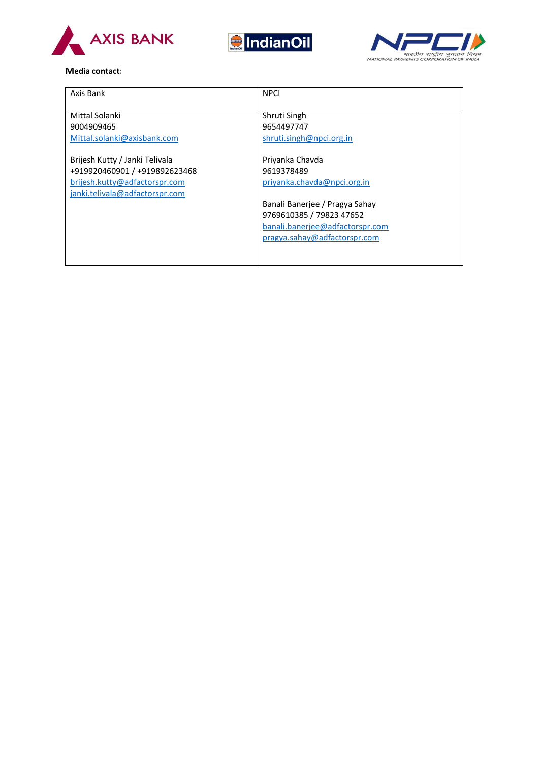**Media contact**:

| Axis Bank | NPCI |
|---|---|
| Mittal Solanki<br>9004909465<br>Mittal.solanki@axisbank.com<br><br>Brijesh Kutty / Janki Telivala<br>+919920460901 / +919892623468<br>brijesh.kutty@adfactorspr.com<br>janki.telivala@adfactorspr.com | Shruti Singh<br>9654497747<br>shruti.singh@npci.org.in<br><br>Priyanka Chavda<br>9619378489<br>priyanka.chavda@npci.org.in<br><br>Banali Banerjee / Pragya Sahay<br>9769610385 / 79823 47652<br>banali.banerjee@adfactorspr.com<br>pragya.sahay@adfactorspr.com |